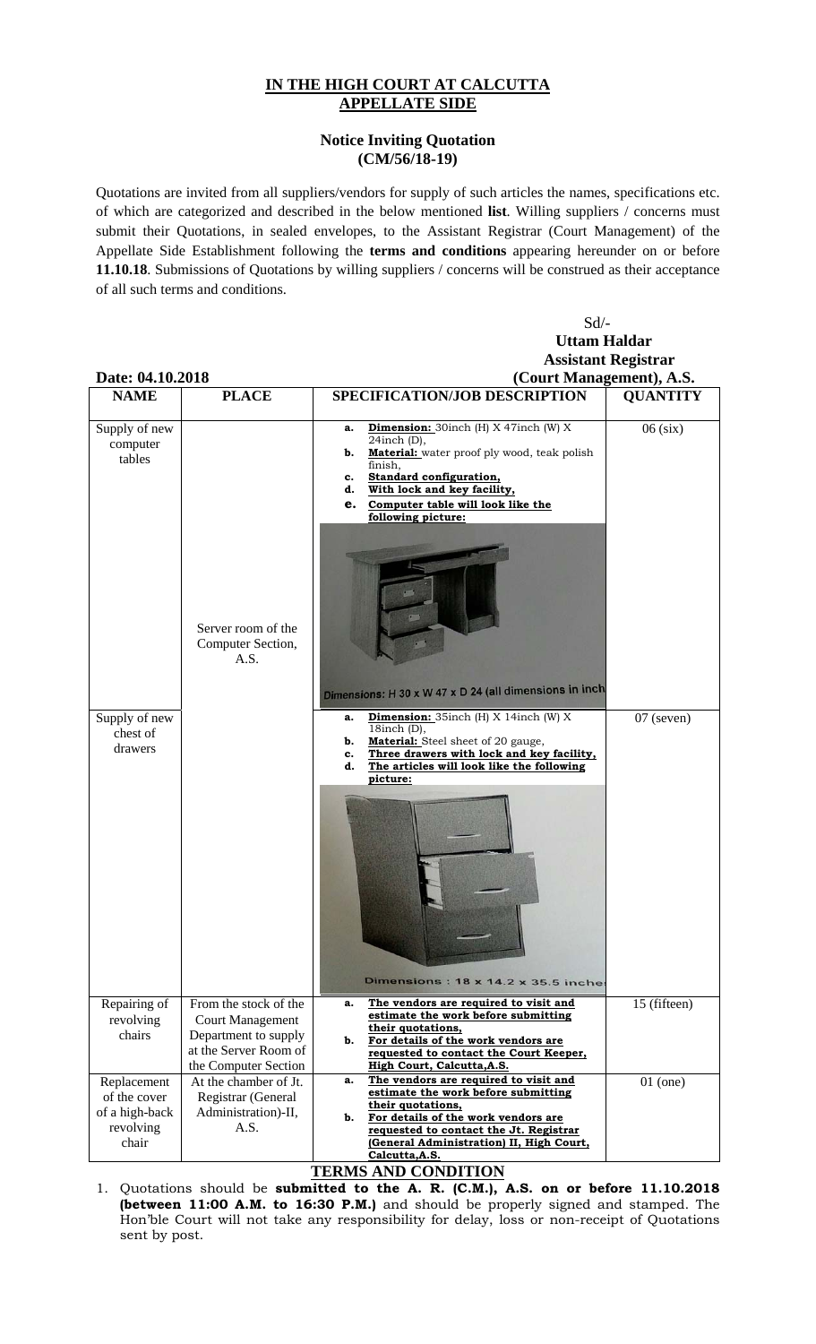# IN THE HIGH COURT AT CALCUTTA
## APPELLATE SIDE

### Notice Inviting Quotation
### (CM/56/18-19)

Quotations are invited from all suppliers/vendors for supply of such articles the names, specifications etc. of which are categorized and described in the below mentioned **list**. Willing suppliers / concerns must submit their Quotations, in sealed envelopes, to the Assistant Registrar (Court Management) of the Appellate Side Establishment following the **terms and conditions** appearing hereunder on or before **11.10.18**. Submissions of Quotations by willing suppliers / concerns will be construed as their acceptance of all such terms and conditions.

Sd/-
**Uttam Haldar**
**Assistant Registrar**
**(Court Management), A.S.**

**Date: 04.10.2018**

| NAME | PLACE | SPECIFICATION/JOB DESCRIPTION | QUANTITY |
|---|---|---|---|
| Supply of new computer tables | Server room of the Computer Section, A.S. | a. **Dimension:** 30inch (H) X 47inch (W) X 24inch (D),<br>b. **Material:** water proof ply wood, teak polish finish,<br>c. **Standard configuration,**<br>d. **With lock and key facility,**<br>e. **Computer table will look like the following picture:**<br>Dimensions: H 30 x W 47 x D 24 (all dimensions in inch | 06 (six) |
| Supply of new chest of drawers | | a. **Dimension:** 35inch (H) X 14inch (W) X 18inch (D),<br>b. **Material:** Steel sheet of 20 gauge,<br>c. **Three drawers with lock and key facility,**<br>d. **The articles will look like the following picture:**<br>Dimensions : 18 x 14.2 x 35.5 inche | 07 (seven) |
| Repairing of revolving chairs | From the stock of the Court Management Department to supply at the Server Room of the Computer Section | a. **The vendors are required to visit and estimate the work before submitting their quotations,**<br>b. **For details of the work vendors are requested to contact the Court Keeper, High Court, Calcutta,A.S.** | 15 (fifteen) |
| Replacement of the cover of a high-back revolving chair | At the chamber of Jt. Registrar (General Administration)-II, A.S. | a. **The vendors are required to visit and estimate the work before submitting their quotations,**<br>b. **For details of the work vendors are requested to contact the Jt. Registrar (General Administration) II, High Court, Calcutta,A.S.** | 01 (one) |

## TERMS AND CONDITION

1. Quotations should be **submitted to the A. R. (C.M.), A.S. on or before 11.10.2018 (between 11:00 A.M. to 16:30 P.M.)** and should be properly signed and stamped. The Hon'ble Court will not take any responsibility for delay, loss or non-receipt of Quotations sent by post.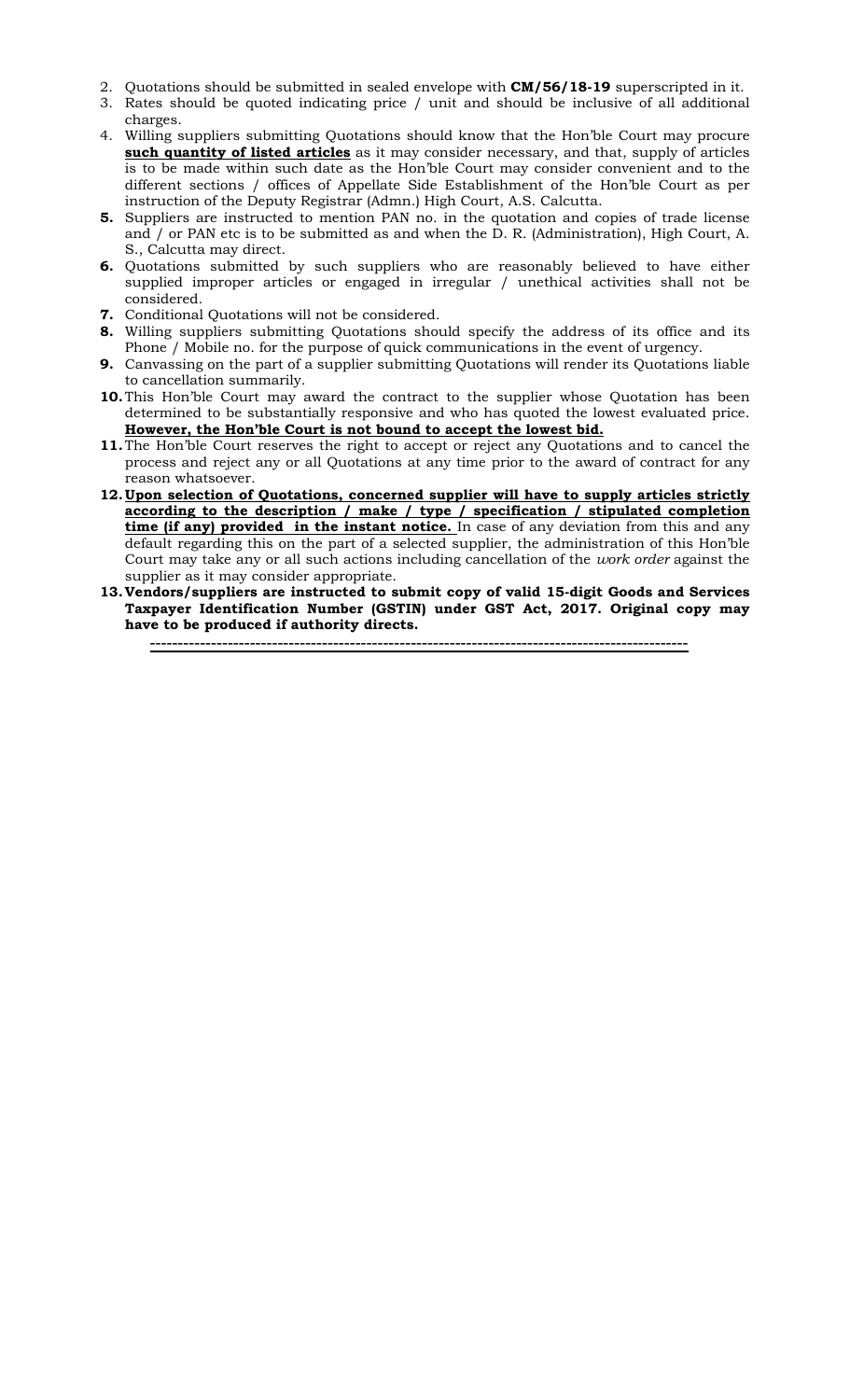2. Quotations should be submitted in sealed envelope with **CM/56/18-19** superscripted in it.
3. Rates should be quoted indicating price / unit and should be inclusive of all additional charges.
4. Willing suppliers submitting Quotations should know that the Hon'ble Court may procure **such quantity of listed articles** as it may consider necessary, and that, supply of articles is to be made within such date as the Hon'ble Court may consider convenient and to the different sections / offices of Appellate Side Establishment of the Hon'ble Court as per instruction of the Deputy Registrar (Admn.) High Court, A.S. Calcutta.
5. Suppliers are instructed to mention PAN no. in the quotation and copies of trade license and / or PAN etc is to be submitted as and when the D. R. (Administration), High Court, A. S., Calcutta may direct.
6. Quotations submitted by such suppliers who are reasonably believed to have either supplied improper articles or engaged in irregular / unethical activities shall not be considered.
7. Conditional Quotations will not be considered.
8. Willing suppliers submitting Quotations should specify the address of its office and its Phone / Mobile no. for the purpose of quick communications in the event of urgency.
9. Canvassing on the part of a supplier submitting Quotations will render its Quotations liable to cancellation summarily.
10. This Hon'ble Court may award the contract to the supplier whose Quotation has been determined to be substantially responsive and who has quoted the lowest evaluated price. **However, the Hon'ble Court is not bound to accept the lowest bid.**
11. The Hon'ble Court reserves the right to accept or reject any Quotations and to cancel the process and reject any or all Quotations at any time prior to the award of contract for any reason whatsoever.
12. **Upon selection of Quotations, concerned supplier will have to supply articles strictly according to the description / make / type / specification / stipulated completion time (if any) provided in the instant notice.** In case of any deviation from this and any default regarding this on the part of a selected supplier, the administration of this Hon'ble Court may take any or all such actions including cancellation of the *work order* against the supplier as it may consider appropriate.
13. **Vendors/suppliers are instructed to submit copy of valid 15-digit Goods and Services Taxpayer Identification Number (GSTIN) under GST Act, 2017. Original copy may have to be produced if authority directs.**

---